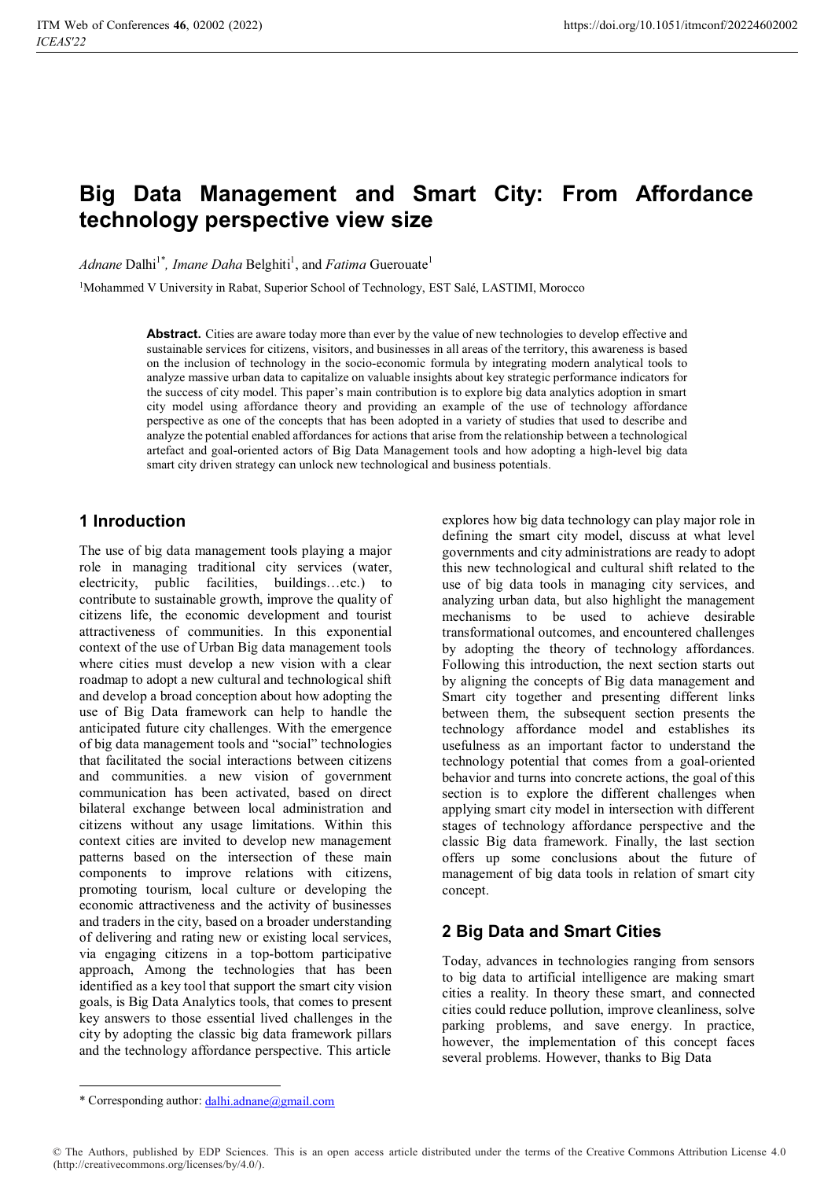# Big Data Management and Smart City: From Affordance technology perspective view size

*Adnane* Dalhi[1*], *Imane Daha* Belghiti[1], and *Fatima* Guerouate[1]

[1]Mohammed V University in Rabat, Superior School of Technology, EST Salé, LASTIMI, Morocco

**Abstract.** Cities are aware today more than ever by the value of new technologies to develop effective and sustainable services for citizens, visitors, and businesses in all areas of the territory, this awareness is based on the inclusion of technology in the socio-economic formula by integrating modern analytical tools to analyze massive urban data to capitalize on valuable insights about key strategic performance indicators for the success of city model. This paper's main contribution is to explore big data analytics adoption in smart city model using affordance theory and providing an example of the use of technology affordance perspective as one of the concepts that has been adopted in a variety of studies that used to describe and analyze the potential enabled affordances for actions that arise from the relationship between a technological artefact and goal-oriented actors of Big Data Management tools and how adopting a high-level big data smart city driven strategy can unlock new technological and business potentials.

## 1 Introduction

The use of big data management tools playing a major role in managing traditional city services (water, electricity, public facilities, buildings…etc.) to contribute to sustainable growth, improve the quality of citizens life, the economic development and tourist attractiveness of communities. In this exponential context of the use of Urban Big data management tools where cities must develop a new vision with a clear roadmap to adopt a new cultural and technological shift and develop a broad conception about how adopting the use of Big Data framework can help to handle the anticipated future city challenges. With the emergence of big data management tools and "social" technologies that facilitated the social interactions between citizens and communities. a new vision of government communication has been activated, based on direct bilateral exchange between local administration and citizens without any usage limitations. Within this context cities are invited to develop new management patterns based on the intersection of these main components to improve relations with citizens, promoting tourism, local culture or developing the economic attractiveness and the activity of businesses and traders in the city, based on a broader understanding of delivering and rating new or existing local services, via engaging citizens in a top-bottom participative approach, Among the technologies that has been identified as a key tool that support the smart city vision goals, is Big Data Analytics tools, that comes to present key answers to those essential lived challenges in the city by adopting the classic big data framework pillars and the technology affordance perspective. This article explores how big data technology can play major role in defining the smart city model, discuss at what level governments and city administrations are ready to adopt this new technological and cultural shift related to the use of big data tools in managing city services, and analyzing urban data, but also highlight the management mechanisms to be used to achieve desirable transformational outcomes, and encountered challenges by adopting the theory of technology affordances. Following this introduction, the next section starts out by aligning the concepts of Big data management and Smart city together and presenting different links between them, the subsequent section presents the technology affordance model and establishes its usefulness as an important factor to understand the technology potential that comes from a goal-oriented behavior and turns into concrete actions, the goal of this section is to explore the different challenges when applying smart city model in intersection with different stages of technology affordance perspective and the classic Big data framework. Finally, the last section offers up some conclusions about the future of management of big data tools in relation of smart city concept.

## 2 Big Data and Smart Cities

Today, advances in technologies ranging from sensors to big data to artificial intelligence are making smart cities a reality. In theory these smart, and connected cities could reduce pollution, improve cleanliness, solve parking problems, and save energy. In practice, however, the implementation of this concept faces several problems. However, thanks to Big Data

* Corresponding author: dalhi.adnane@gmail.com

© The Authors, published by EDP Sciences. This is an open access article distributed under the terms of the Creative Commons Attribution License 4.0 (http://creativecommons.org/licenses/by/4.0/).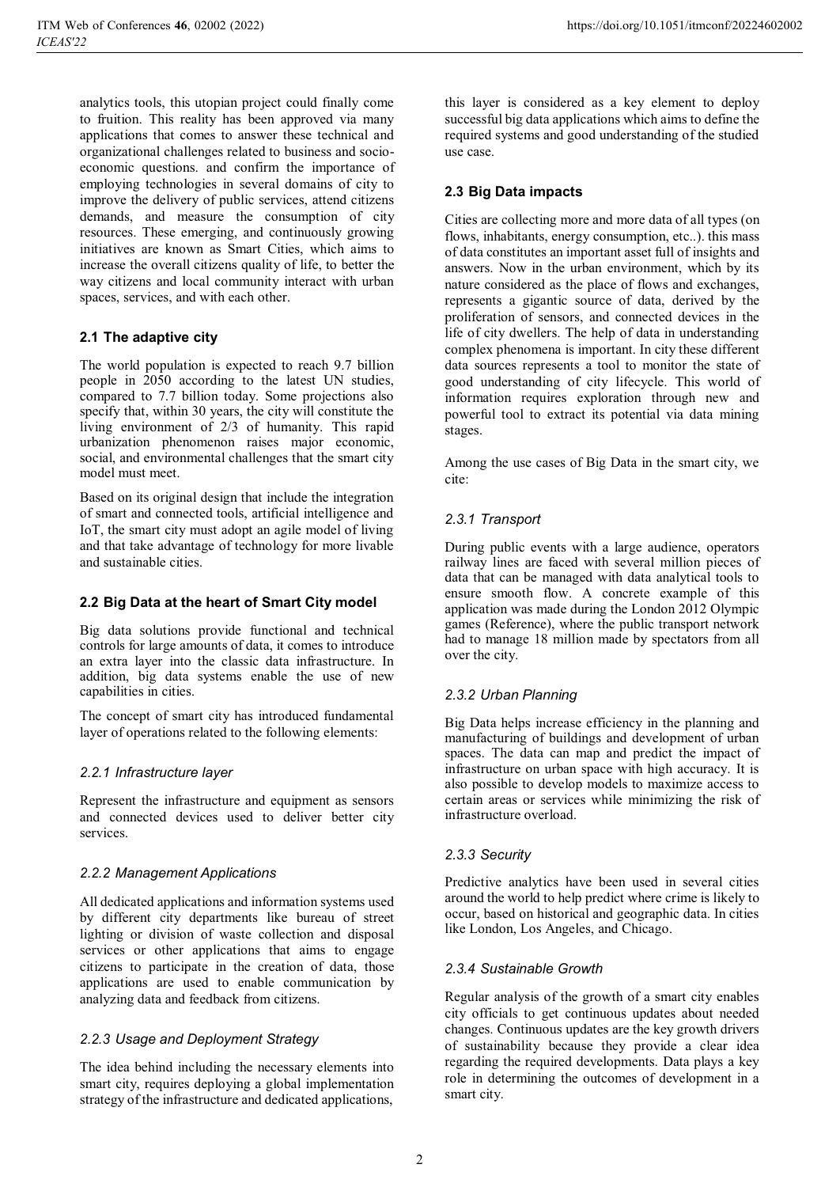analytics tools, this utopian project could finally come to fruition. This reality has been approved via many applications that comes to answer these technical and organizational challenges related to business and socio-economic questions. and confirm the importance of employing technologies in several domains of city to improve the delivery of public services, attend citizens demands, and measure the consumption of city resources. These emerging, and continuously growing initiatives are known as Smart Cities, which aims to increase the overall citizens quality of life, to better the way citizens and local community interact with urban spaces, services, and with each other.

### 2.1 The adaptive city

The world population is expected to reach 9.7 billion people in 2050 according to the latest UN studies, compared to 7.7 billion today. Some projections also specify that, within 30 years, the city will constitute the living environment of 2/3 of humanity. This rapid urbanization phenomenon raises major economic, social, and environmental challenges that the smart city model must meet.

Based on its original design that include the integration of smart and connected tools, artificial intelligence and IoT, the smart city must adopt an agile model of living and that take advantage of technology for more livable and sustainable cities.

### 2.2 Big Data at the heart of Smart City model

Big data solutions provide functional and technical controls for large amounts of data, it comes to introduce an extra layer into the classic data infrastructure. In addition, big data systems enable the use of new capabilities in cities.

The concept of smart city has introduced fundamental layer of operations related to the following elements:

#### *2.2.1 Infrastructure layer*

Represent the infrastructure and equipment as sensors and connected devices used to deliver better city services.

#### *2.2.2 Management Applications*

All dedicated applications and information systems used by different city departments like bureau of street lighting or division of waste collection and disposal services or other applications that aims to engage citizens to participate in the creation of data, those applications are used to enable communication by analyzing data and feedback from citizens.

#### *2.2.3 Usage and Deployment Strategy*

The idea behind including the necessary elements into smart city, requires deploying a global implementation strategy of the infrastructure and dedicated applications, this layer is considered as a key element to deploy successful big data applications which aims to define the required systems and good understanding of the studied use case.

### 2.3 Big Data impacts

Cities are collecting more and more data of all types (on flows, inhabitants, energy consumption, etc..). this mass of data constitutes an important asset full of insights and answers. Now in the urban environment, which by its nature considered as the place of flows and exchanges, represents a gigantic source of data, derived by the proliferation of sensors, and connected devices in the life of city dwellers. The help of data in understanding complex phenomena is important. In city these different data sources represents a tool to monitor the state of good understanding of city lifecycle. This world of information requires exploration through new and powerful tool to extract its potential via data mining stages.

Among the use cases of Big Data in the smart city, we cite:

#### *2.3.1 Transport*

During public events with a large audience, operators railway lines are faced with several million pieces of data that can be managed with data analytical tools to ensure smooth flow. A concrete example of this application was made during the London 2012 Olympic games (Reference), where the public transport network had to manage 18 million made by spectators from all over the city.

#### *2.3.2 Urban Planning*

Big Data helps increase efficiency in the planning and manufacturing of buildings and development of urban spaces. The data can map and predict the impact of infrastructure on urban space with high accuracy. It is also possible to develop models to maximize access to certain areas or services while minimizing the risk of infrastructure overload.

#### *2.3.3 Security*

Predictive analytics have been used in several cities around the world to help predict where crime is likely to occur, based on historical and geographic data. In cities like London, Los Angeles, and Chicago.

#### *2.3.4 Sustainable Growth*

Regular analysis of the growth of a smart city enables city officials to get continuous updates about needed changes. Continuous updates are the key growth drivers of sustainability because they provide a clear idea regarding the required developments. Data plays a key role in determining the outcomes of development in a smart city.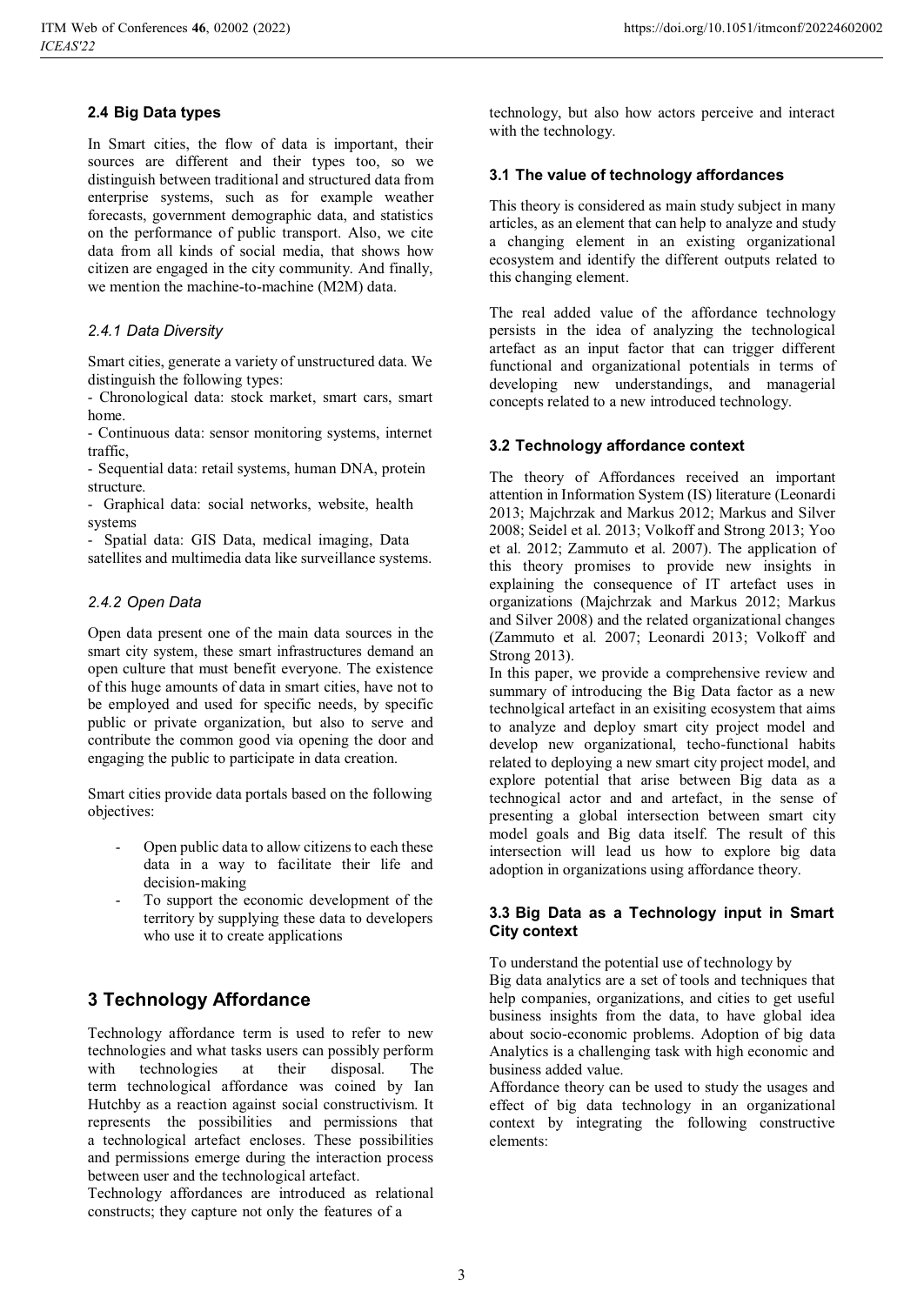### 2.4 Big Data types

In Smart cities, the flow of data is important, their sources are different and their types too, so we distinguish between traditional and structured data from enterprise systems, such as for example weather forecasts, government demographic data, and statistics on the performance of public transport. Also, we cite data from all kinds of social media, that shows how citizen are engaged in the city community. And finally, we mention the machine-to-machine (M2M) data.

#### *2.4.1 Data Diversity*

Smart cities, generate a variety of unstructured data. We distinguish the following types:

- Chronological data: stock market, smart cars, smart home.
- Continuous data: sensor monitoring systems, internet traffic,
- Sequential data: retail systems, human DNA, protein structure.
- Graphical data: social networks, website, health systems
- Spatial data: GIS Data, medical imaging, Data satellites and multimedia data like surveillance systems.

#### *2.4.2 Open Data*

Open data present one of the main data sources in the smart city system, these smart infrastructures demand an open culture that must benefit everyone. The existence of this huge amounts of data in smart cities, have not to be employed and used for specific needs, by specific public or private organization, but also to serve and contribute the common good via opening the door and engaging the public to participate in data creation.

Smart cities provide data portals based on the following objectives:

- Open public data to allow citizens to each these data in a way to facilitate their life and decision-making
- To support the economic development of the territory by supplying these data to developers who use it to create applications

## 3 Technology Affordance

Technology affordance term is used to refer to new technologies and what tasks users can possibly perform with technologies at their disposal. The term technological affordance was coined by Ian Hutchby as a reaction against social constructivism. It represents the possibilities and permissions that a technological artefact encloses. These possibilities and permissions emerge during the interaction process between user and the technological artefact.

Technology affordances are introduced as relational constructs; they capture not only the features of a technology, but also how actors perceive and interact with the technology.

### 3.1 The value of technology affordances

This theory is considered as main study subject in many articles, as an element that can help to analyze and study a changing element in an existing organizational ecosystem and identify the different outputs related to this changing element.

The real added value of the affordance technology persists in the idea of analyzing the technological artefact as an input factor that can trigger different functional and organizational potentials in terms of developing new understandings, and managerial concepts related to a new introduced technology.

### 3.2 Technology affordance context

The theory of Affordances received an important attention in Information System (IS) literature (Leonardi 2013; Majchrzak and Markus 2012; Markus and Silver 2008; Seidel et al. 2013; Volkoff and Strong 2013; Yoo et al. 2012; Zammuto et al. 2007). The application of this theory promises to provide new insights in explaining the consequence of IT artefact uses in organizations (Majchrzak and Markus 2012; Markus and Silver 2008) and the related organizational changes (Zammuto et al. 2007; Leonardi 2013; Volkoff and Strong 2013).

In this paper, we provide a comprehensive review and summary of introducing the Big Data factor as a new technolgical artefact in an exisiting ecosystem that aims to analyze and deploy smart city project model and develop new organizational, techo-functional habits related to deploying a new smart city project model, and explore potential that arise between Big data as a technogical actor and and artefact, in the sense of presenting a global intersection between smart city model goals and Big data itself. The result of this intersection will lead us how to explore big data adoption in organizations using affordance theory.

### 3.3 Big Data as a Technology input in Smart City context

To understand the potential use of technology by

Big data analytics are a set of tools and techniques that help companies, organizations, and cities to get useful business insights from the data, to have global idea about socio-economic problems. Adoption of big data Analytics is a challenging task with high economic and business added value.

Affordance theory can be used to study the usages and effect of big data technology in an organizational context by integrating the following constructive elements: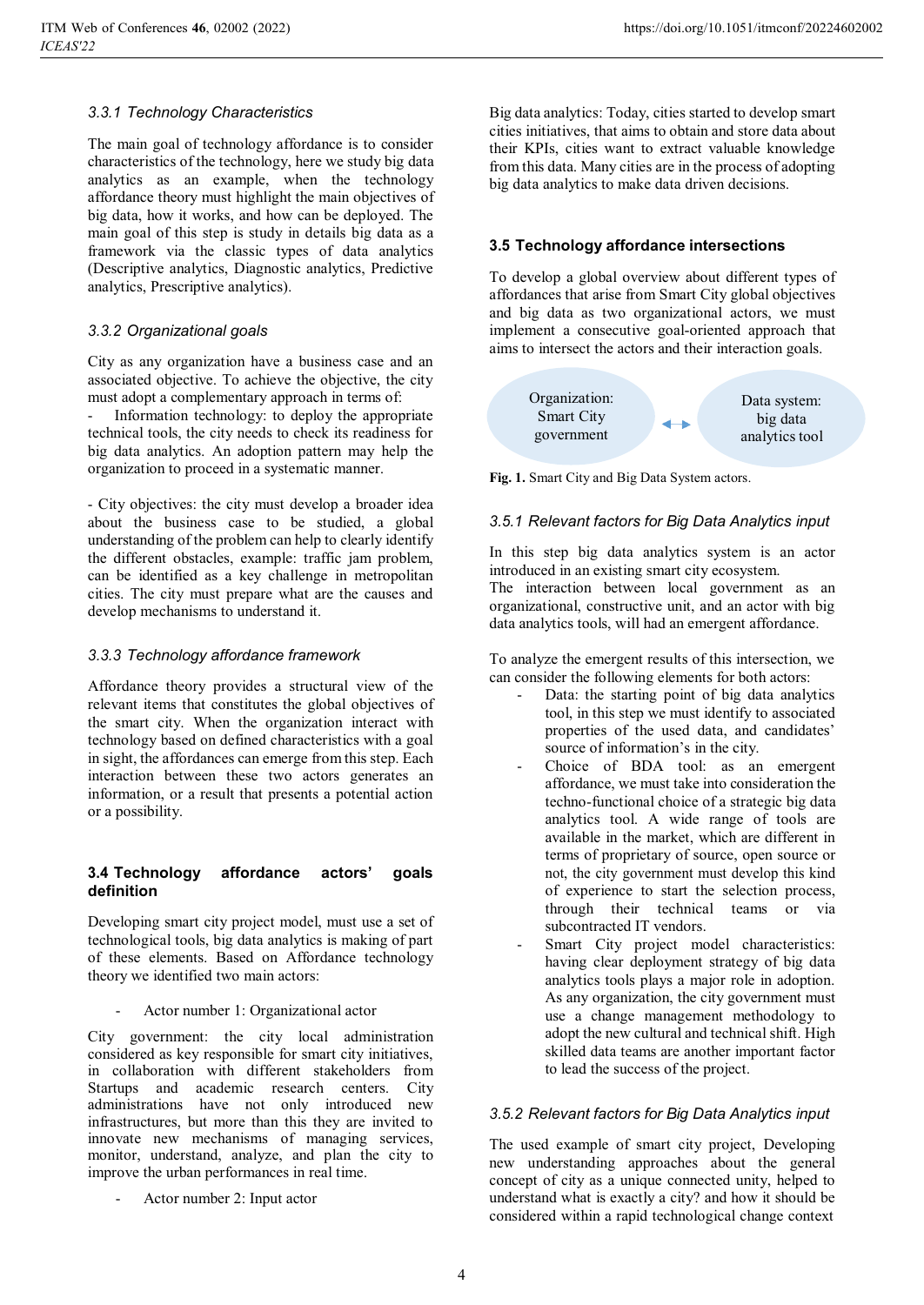### 3.3.1 *Technology Characteristics*

The main goal of technology affordance is to consider characteristics of the technology, here we study big data analytics as an example, when the technology affordance theory must highlight the main objectives of big data, how it works, and how can be deployed. The main goal of this step is study in details big data as a framework via the classic types of data analytics (Descriptive analytics, Diagnostic analytics, Predictive analytics, Prescriptive analytics).

### 3.3.2 *Organizational goals*

City as any organization have a business case and an associated objective. To achieve the objective, the city must adopt a complementary approach in terms of:
- Information technology: to deploy the appropriate technical tools, the city needs to check its readiness for big data analytics. An adoption pattern may help the organization to proceed in a systematic manner.

- City objectives: the city must develop a broader idea about the business case to be studied, a global understanding of the problem can help to clearly identify the different obstacles, example: traffic jam problem, can be identified as a key challenge in metropolitan cities. The city must prepare what are the causes and develop mechanisms to understand it.

### 3.3.3 *Technology affordance framework*

Affordance theory provides a structural view of the relevant items that constitutes the global objectives of the smart city. When the organization interact with technology based on defined characteristics with a goal in sight, the affordances can emerge from this step. Each interaction between these two actors generates an information, or a result that presents a potential action or a possibility.

## 3.4 Technology affordance actors' goals definition

Developing smart city project model, must use a set of technological tools, big data analytics is making of part of these elements. Based on Affordance technology theory we identified two main actors:

- Actor number 1: Organizational actor

City government: the city local administration considered as key responsible for smart city initiatives, in collaboration with different stakeholders from Startups and academic research centers. City administrations have not only introduced new infrastructures, but more than this they are invited to innovate new mechanisms of managing services, monitor, understand, analyze, and plan the city to improve the urban performances in real time.

- Actor number 2: Input actor

Big data analytics: Today, cities started to develop smart cities initiatives, that aims to obtain and store data about their KPIs, cities want to extract valuable knowledge from this data. Many cities are in the process of adopting big data analytics to make data driven decisions.

## 3.5 Technology affordance intersections

To develop a global overview about different types of affordances that arise from Smart City global objectives and big data as two organizational actors, we must implement a consecutive goal-oriented approach that aims to intersect the actors and their interaction goals.

Organization: Smart City government ↔ Data system: big data analytics tool

**Fig. 1.** Smart City and Big Data System actors.

### 3.5.1 *Relevant factors for Big Data Analytics input*

In this step big data analytics system is an actor introduced in an existing smart city ecosystem.
The interaction between local government as an organizational, constructive unit, and an actor with big data analytics tools, will had an emergent affordance.

To analyze the emergent results of this intersection, we can consider the following elements for both actors:

- Data: the starting point of big data analytics tool, in this step we must identify to associated properties of the used data, and candidates' source of information's in the city.
- Choice of BDA tool: as an emergent affordance, we must take into consideration the techno-functional choice of a strategic big data analytics tool. A wide range of tools are available in the market, which are different in terms of proprietary of source, open source or not, the city government must develop this kind of experience to start the selection process, through their technical teams or via subcontracted IT vendors.
- Smart City project model characteristics: having clear deployment strategy of big data analytics tools plays a major role in adoption. As any organization, the city government must use a change management methodology to adopt the new cultural and technical shift. High skilled data teams are another important factor to lead the success of the project.

### 3.5.2 *Relevant factors for Big Data Analytics input*

The used example of smart city project, Developing new understanding approaches about the general concept of city as a unique connected unity, helped to understand what is exactly a city? and how it should be considered within a rapid technological change context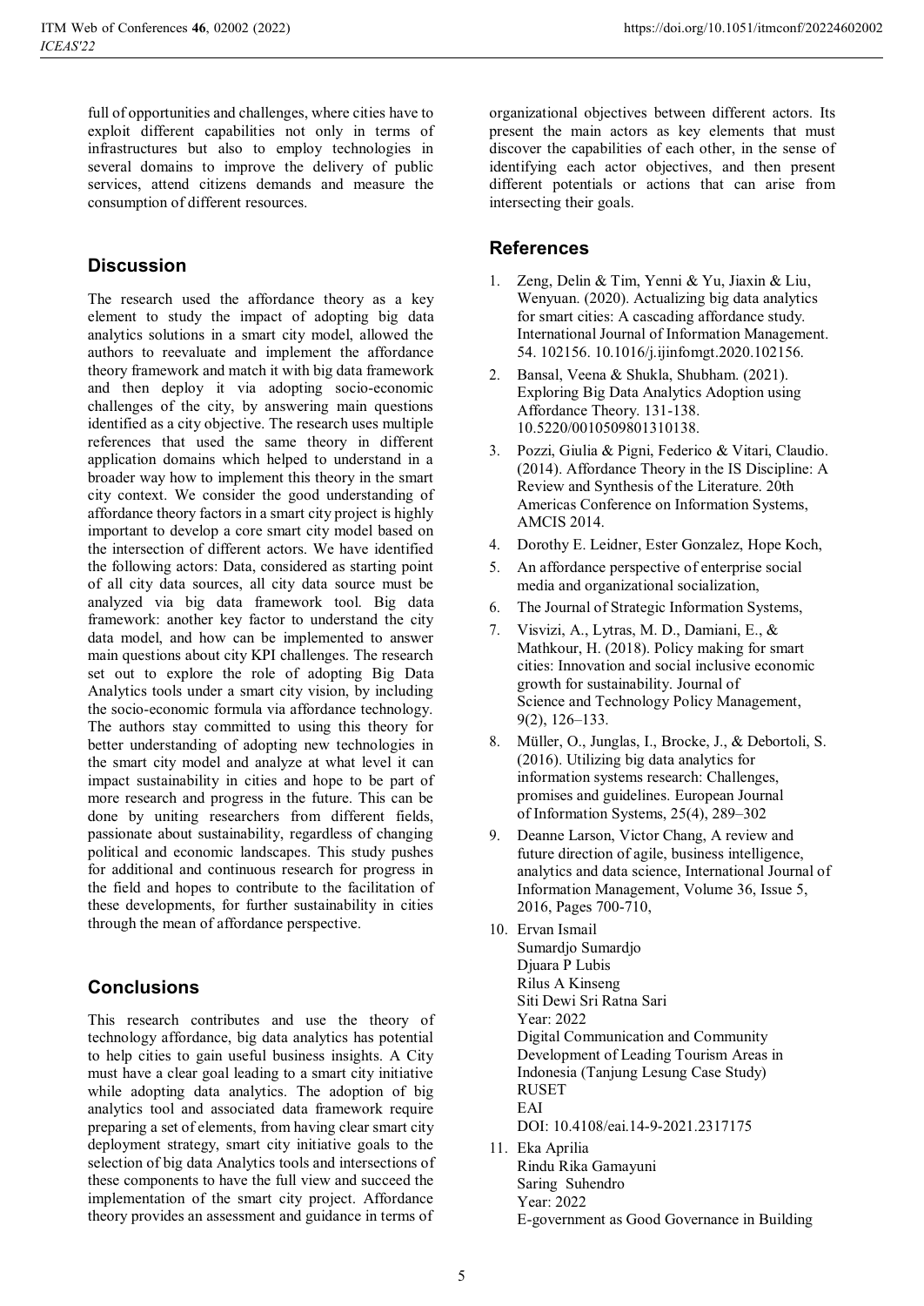full of opportunities and challenges, where cities have to exploit different capabilities not only in terms of infrastructures but also to employ technologies in several domains to improve the delivery of public services, attend citizens demands and measure the consumption of different resources.

## Discussion

The research used the affordance theory as a key element to study the impact of adopting big data analytics solutions in a smart city model, allowed the authors to reevaluate and implement the affordance theory framework and match it with big data framework and then deploy it via adopting socio-economic challenges of the city, by answering main questions identified as a city objective. The research uses multiple references that used the same theory in different application domains which helped to understand in a broader way how to implement this theory in the smart city context. We consider the good understanding of affordance theory factors in a smart city project is highly important to develop a core smart city model based on the intersection of different actors. We have identified the following actors: Data, considered as starting point of all city data sources, all city data source must be analyzed via big data framework tool. Big data framework: another key factor to understand the city data model, and how can be implemented to answer main questions about city KPI challenges. The research set out to explore the role of adopting Big Data Analytics tools under a smart city vision, by including the socio-economic formula via affordance technology. The authors stay committed to using this theory for better understanding of adopting new technologies in the smart city model and analyze at what level it can impact sustainability in cities and hope to be part of more research and progress in the future. This can be done by uniting researchers from different fields, passionate about sustainability, regardless of changing political and economic landscapes. This study pushes for additional and continuous research for progress in the field and hopes to contribute to the facilitation of these developments, for further sustainability in cities through the mean of affordance perspective.

## Conclusions

This research contributes and use the theory of technology affordance, big data analytics has potential to help cities to gain useful business insights. A City must have a clear goal leading to a smart city initiative while adopting data analytics. The adoption of big analytics tool and associated data framework require preparing a set of elements, from having clear smart city deployment strategy, smart city initiative goals to the selection of big data Analytics tools and intersections of these components to have the full view and succeed the implementation of the smart city project. Affordance theory provides an assessment and guidance in terms of organizational objectives between different actors. Its present the main actors as key elements that must discover the capabilities of each other, in the sense of identifying each actor objectives, and then present different potentials or actions that can arise from intersecting their goals.

## References

1. Zeng, Delin & Tim, Yenni & Yu, Jiaxin & Liu, Wenyuan. (2020). Actualizing big data analytics for smart cities: A cascading affordance study. International Journal of Information Management. 54. 102156. 10.1016/j.ijinfomgt.2020.102156.
2. Bansal, Veena & Shukla, Shubham. (2021). Exploring Big Data Analytics Adoption using Affordance Theory. 131-138. 10.5220/0010509801310138.
3. Pozzi, Giulia & Pigni, Federico & Vitari, Claudio. (2014). Affordance Theory in the IS Discipline: A Review and Synthesis of the Literature. 20th Americas Conference on Information Systems, AMCIS 2014.
4. Dorothy E. Leidner, Ester Gonzalez, Hope Koch,
5. An affordance perspective of enterprise social media and organizational socialization,
6. The Journal of Strategic Information Systems,
7. Visvizi, A., Lytras, M. D., Damiani, E., & Mathkour, H. (2018). Policy making for smart cities: Innovation and social inclusive economic growth for sustainability. Journal of Science and Technology Policy Management, 9(2), 126–133.
8. Müller, O., Junglas, I., Brocke, J., & Debortoli, S. (2016). Utilizing big data analytics for information systems research: Challenges, promises and guidelines. European Journal of Information Systems, 25(4), 289–302
9. Deanne Larson, Victor Chang, A review and future direction of agile, business intelligence, analytics and data science, International Journal of Information Management, Volume 36, Issue 5, 2016, Pages 700-710,
10. Ervan Ismail
    Sumardjo Sumardjo
    Djuara P Lubis
    Rilus A Kinseng
    Siti Dewi Sri Ratna Sari
    Year: 2022
    Digital Communication and Community Development of Leading Tourism Areas in Indonesia (Tanjung Lesung Case Study)
    RUSET
    EAI
    DOI: 10.4108/eai.14-9-2021.2317175
11. Eka Aprilia
    Rindu Rika Gamayuni
    Saring Suhendro
    Year: 2022
    E-government as Good Governance in Building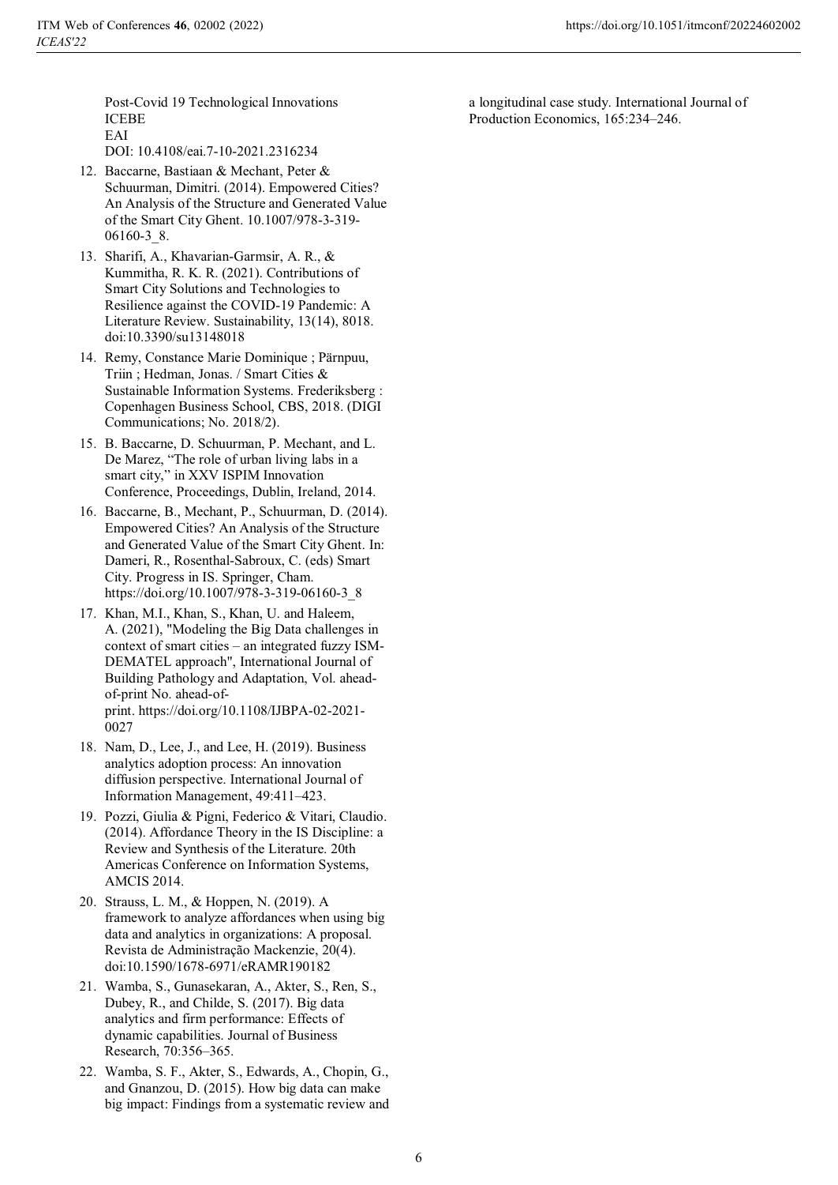Post-Covid 19 Technological Innovations
ICEBE
EAI
DOI: 10.4108/eai.7-10-2021.2316234

12. Baccarne, Bastiaan & Mechant, Peter & Schuurman, Dimitri. (2014). Empowered Cities? An Analysis of the Structure and Generated Value of the Smart City Ghent. 10.1007/978-3-319-06160-3_8.
13. Sharifi, A., Khavarian-Garmsir, A. R., & Kummitha, R. K. R. (2021). Contributions of Smart City Solutions and Technologies to Resilience against the COVID-19 Pandemic: A Literature Review. Sustainability, 13(14), 8018. doi:10.3390/su13148018
14. Remy, Constance Marie Dominique ; Pärnpuu, Triin ; Hedman, Jonas. / Smart Cities & Sustainable Information Systems. Frederiksberg : Copenhagen Business School, CBS, 2018. (DIGI Communications; No. 2018/2).
15. B. Baccarne, D. Schuurman, P. Mechant, and L. De Marez, "The role of urban living labs in a smart city," in XXV ISPIM Innovation Conference, Proceedings, Dublin, Ireland, 2014.
16. Baccarne, B., Mechant, P., Schuurman, D. (2014). Empowered Cities? An Analysis of the Structure and Generated Value of the Smart City Ghent. In: Dameri, R., Rosenthal-Sabroux, C. (eds) Smart City. Progress in IS. Springer, Cham. https://doi.org/10.1007/978-3-319-06160-3_8
17. Khan, M.I., Khan, S., Khan, U. and Haleem, A. (2021), "Modeling the Big Data challenges in context of smart cities – an integrated fuzzy ISM-DEMATEL approach", International Journal of Building Pathology and Adaptation, Vol. ahead-of-print No. ahead-of-print. https://doi.org/10.1108/IJBPA-02-2021-0027
18. Nam, D., Lee, J., and Lee, H. (2019). Business analytics adoption process: An innovation diffusion perspective. International Journal of Information Management, 49:411–423.
19. Pozzi, Giulia & Pigni, Federico & Vitari, Claudio. (2014). Affordance Theory in the IS Discipline: a Review and Synthesis of the Literature. 20th Americas Conference on Information Systems, AMCIS 2014.
20. Strauss, L. M., & Hoppen, N. (2019). A framework to analyze affordances when using big data and analytics in organizations: A proposal. Revista de Administração Mackenzie, 20(4). doi:10.1590/1678-6971/eRAMR190182
21. Wamba, S., Gunasekaran, A., Akter, S., Ren, S., Dubey, R., and Childe, S. (2017). Big data analytics and firm performance: Effects of dynamic capabilities. Journal of Business Research, 70:356–365.
22. Wamba, S. F., Akter, S., Edwards, A., Chopin, G., and Gnanzou, D. (2015). How big data can make big impact: Findings from a systematic review and a longitudinal case study. International Journal of Production Economics, 165:234–246.